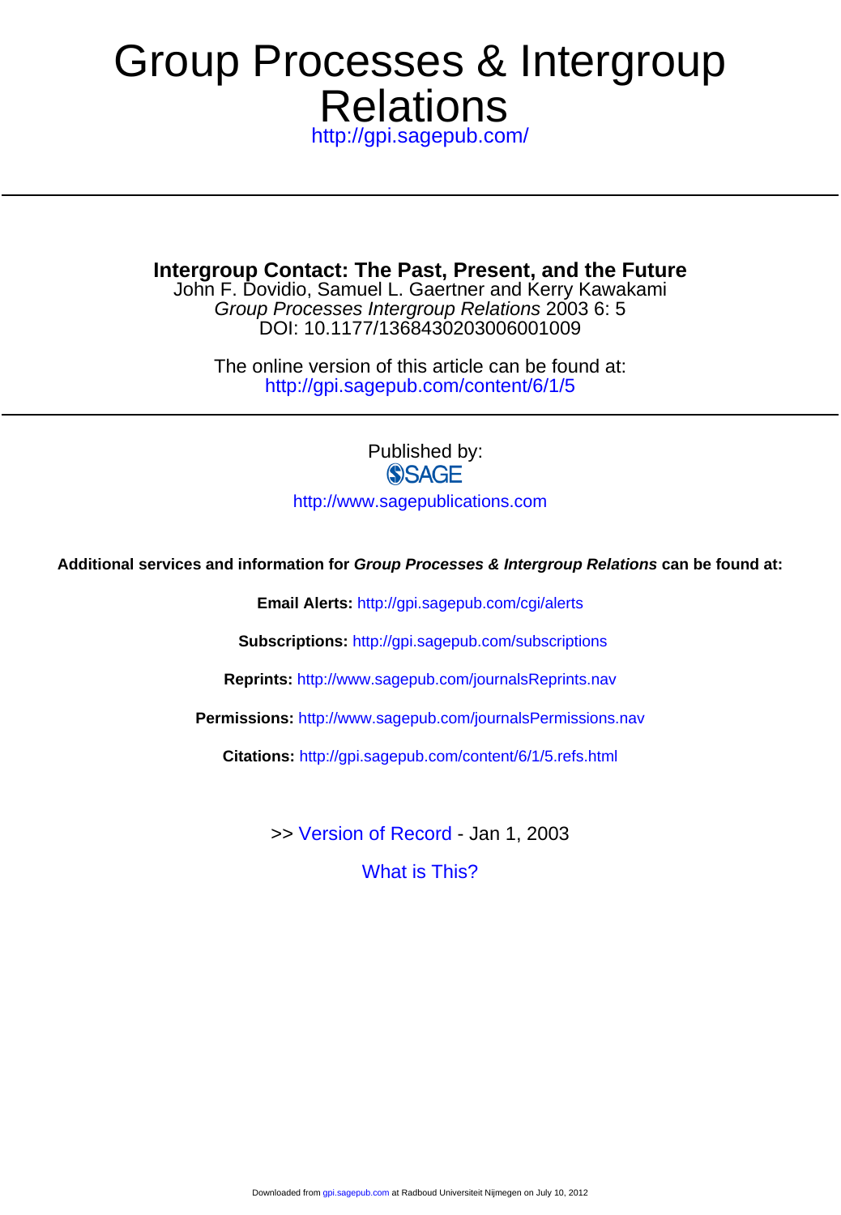# Group Processes & Intergroup Relations

http://gpi.sagepub.com/

---

## Intergroup Contact: The Past, Present, and the Future

John F. Dovidio, Samuel L. Gaertner and Kerry Kawakami

*Group Processes Intergroup Relations* 2003 6: 5

DOI: 10.1177/1368430203006001009

The online version of this article can be found at:

http://gpi.sagepub.com/content/6/1/5

---

Published by:

SAGE

http://www.sagepublications.com

**Additional services and information for *Group Processes & Intergroup Relations* can be found at:**

**Email Alerts:** http://gpi.sagepub.com/cgi/alerts

**Subscriptions:** http://gpi.sagepub.com/subscriptions

**Reprints:** http://www.sagepub.com/journalsReprints.nav

**Permissions:** http://www.sagepub.com/journalsPermissions.nav

**Citations:** http://gpi.sagepub.com/content/6/1/5.refs.html

>> Version of Record - Jan 1, 2003

What is This?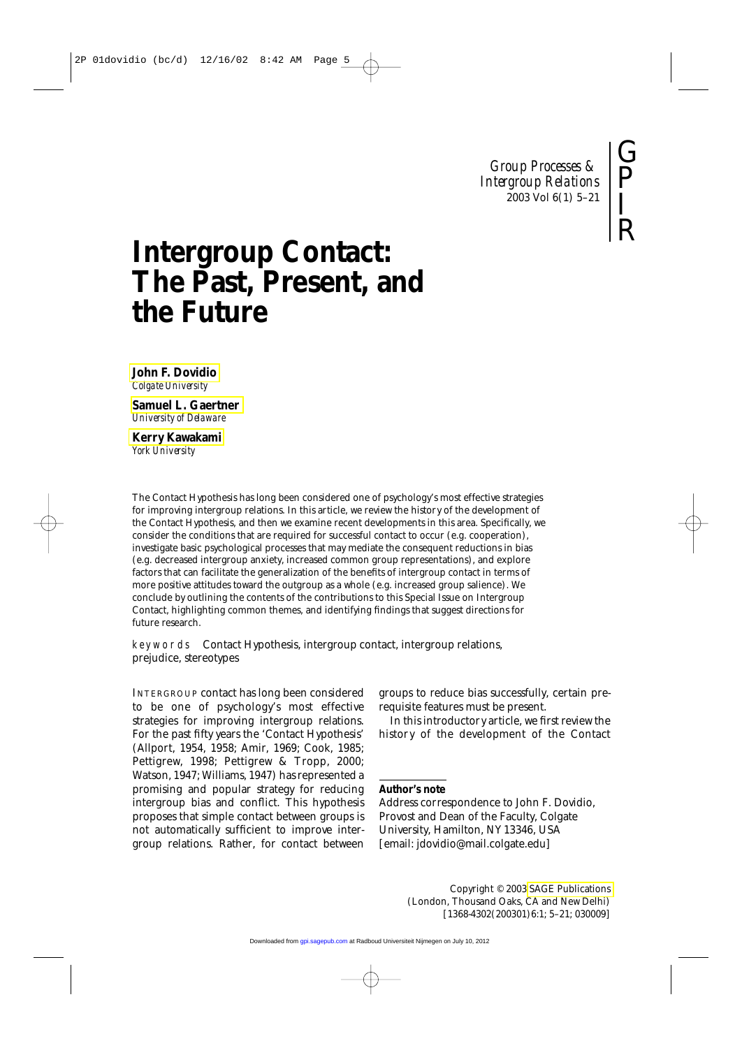# Intergroup Contact: The Past, Present, and the Future

**John F. Dovidio**
*Colgate University*

**Samuel L. Gaertner**
*University of Delaware*

**Kerry Kawakami**
*York University*

The Contact Hypothesis has long been considered one of psychology's most effective strategies for improving intergroup relations. In this article, we review the history of the development of the Contact Hypothesis, and then we examine recent developments in this area. Specifically, we consider the conditions that are required for successful contact to occur (e.g. cooperation), investigate basic psychological processes that may mediate the consequent reductions in bias (e.g. decreased intergroup anxiety, increased common group representations), and explore factors that can facilitate the generalization of the benefits of intergroup contact in terms of more positive attitudes toward the outgroup as a whole (e.g. increased group salience). We conclude by outlining the contents of the contributions to this Special Issue on Intergroup Contact, highlighting common themes, and identifying findings that suggest directions for future research.

*keywords* Contact Hypothesis, intergroup contact, intergroup relations, prejudice, stereotypes

INTERGROUP contact has long been considered to be one of psychology's most effective strategies for improving intergroup relations. For the past fifty years the 'Contact Hypothesis' (Allport, 1954, 1958; Amir, 1969; Cook, 1985; Pettigrew, 1998; Pettigrew & Tropp, 2000; Watson, 1947; Williams, 1947) has represented a promising and popular strategy for reducing intergroup bias and conflict. This hypothesis proposes that simple contact between groups is not automatically sufficient to improve intergroup relations. Rather, for contact between groups to reduce bias successfully, certain prerequisite features must be present.

In this introductory article, we first review the history of the development of the Contact

**Author's note**
Address correspondence to John F. Dovidio, Provost and Dean of the Faculty, Colgate University, Hamilton, NY 13346, USA [email: jdovidio@mail.colgate.edu]

Copyright © 2003 SAGE Publications (London, Thousand Oaks, CA and New Delhi) [1368-4302(200301)6:1; 5–21; 030009]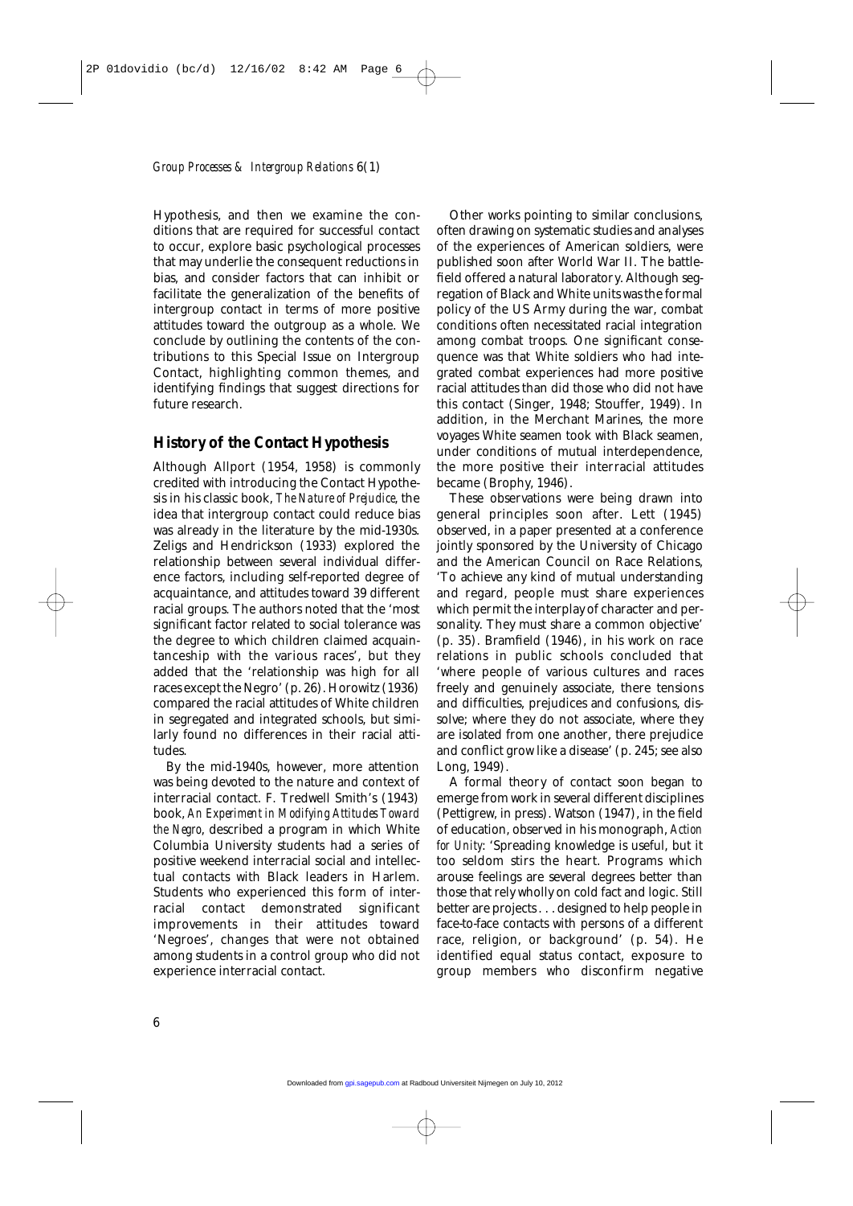Hypothesis, and then we examine the conditions that are required for successful contact to occur, explore basic psychological processes that may underlie the consequent reductions in bias, and consider factors that can inhibit or facilitate the generalization of the benefits of intergroup contact in terms of more positive attitudes toward the outgroup as a whole. We conclude by outlining the contents of the contributions to this Special Issue on Intergroup Contact, highlighting common themes, and identifying findings that suggest directions for future research.

## History of the Contact Hypothesis

Although Allport (1954, 1958) is commonly credited with introducing the Contact Hypothesis in his classic book, *The Nature of Prejudice*, the idea that intergroup contact could reduce bias was already in the literature by the mid-1930s. Zeligs and Hendrickson (1933) explored the relationship between several individual difference factors, including self-reported degree of acquaintance, and attitudes toward 39 different racial groups. The authors noted that the 'most significant factor related to social tolerance was the degree to which children claimed acquaintanceship with the various races', but they added that the 'relationship was high for all races except the Negro' (p. 26). Horowitz (1936) compared the racial attitudes of White children in segregated and integrated schools, but similarly found no differences in their racial attitudes.

By the mid-1940s, however, more attention was being devoted to the nature and context of interracial contact. F. Tredwell Smith's (1943) book, *An Experiment in Modifying Attitudes Toward the Negro*, described a program in which White Columbia University students had a series of positive weekend interracial social and intellectual contacts with Black leaders in Harlem. Students who experienced this form of interracial contact demonstrated significant improvements in their attitudes toward 'Negroes', changes that were not obtained among students in a control group who did not experience interracial contact.

Other works pointing to similar conclusions, often drawing on systematic studies and analyses of the experiences of American soldiers, were published soon after World War II. The battlefield offered a natural laboratory. Although segregation of Black and White units was the formal policy of the US Army during the war, combat conditions often necessitated racial integration among combat troops. One significant consequence was that White soldiers who had integrated combat experiences had more positive racial attitudes than did those who did not have this contact (Singer, 1948; Stouffer, 1949). In addition, in the Merchant Marines, the more voyages White seamen took with Black seamen, under conditions of mutual interdependence, the more positive their interracial attitudes became (Brophy, 1946).

These observations were being drawn into general principles soon after. Lett (1945) observed, in a paper presented at a conference jointly sponsored by the University of Chicago and the American Council on Race Relations, 'To achieve any kind of mutual understanding and regard, people must share experiences which permit the interplay of character and personality. They must share a common objective' (p. 35). Bramfield (1946), in his work on race relations in public schools concluded that 'where people of various cultures and races freely and genuinely associate, there tensions and difficulties, prejudices and confusions, dissolve; where they do not associate, where they are isolated from one another, there prejudice and conflict grow like a disease' (p. 245; see also Long, 1949).

A formal theory of contact soon began to emerge from work in several different disciplines (Pettigrew, in press). Watson (1947), in the field of education, observed in his monograph, *Action for Unity*: 'Spreading knowledge is useful, but it too seldom stirs the heart. Programs which arouse feelings are several degrees better than those that rely wholly on cold fact and logic. Still better are projects . . . designed to help people in face-to-face contacts with persons of a different race, religion, or background' (p. 54). He identified equal status contact, exposure to group members who disconfirm negative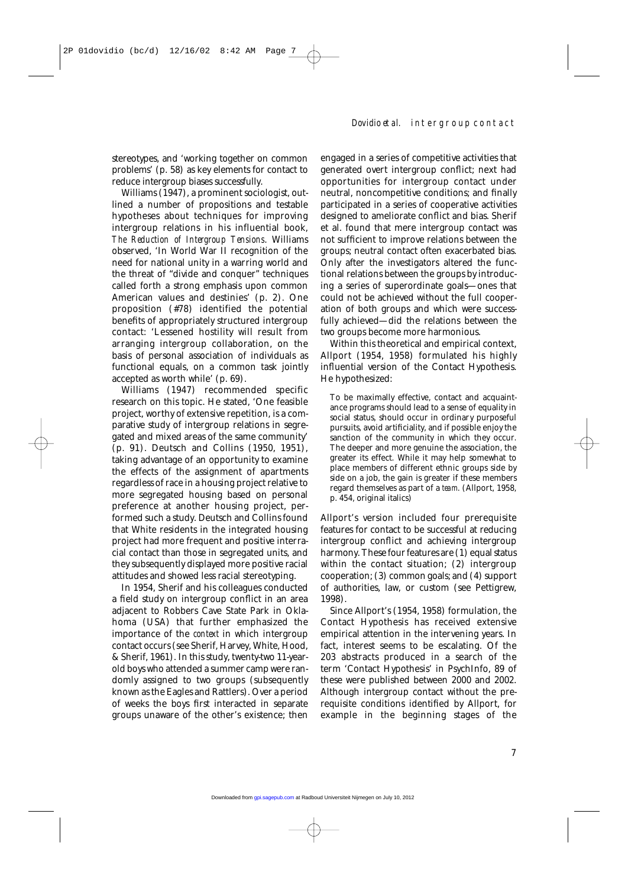stereotypes, and 'working together on common problems' (p. 58) as key elements for contact to reduce intergroup biases successfully.

Williams (1947), a prominent sociologist, outlined a number of propositions and testable hypotheses about techniques for improving intergroup relations in his influential book, *The Reduction of Intergroup Tensions*. Williams observed, 'In World War II recognition of the need for national unity in a warring world and the threat of "divide and conquer" techniques called forth a strong emphasis upon common American values and destinies' (p. 2). One proposition (#78) identified the potential benefits of appropriately structured intergroup contact: 'Lessened hostility will result from arranging intergroup collaboration, on the basis of personal association of individuals as functional equals, on a common task jointly accepted as worth while' (p. 69).

Williams (1947) recommended specific research on this topic. He stated, 'One feasible project, worthy of extensive repetition, is a comparative study of intergroup relations in segregated and mixed areas of the same community' (p. 91). Deutsch and Collins (1950, 1951), taking advantage of an opportunity to examine the effects of the assignment of apartments regardless of race in a housing project relative to more segregated housing based on personal preference at another housing project, performed such a study. Deutsch and Collins found that White residents in the integrated housing project had more frequent and positive interracial contact than those in segregated units, and they subsequently displayed more positive racial attitudes and showed less racial stereotyping.

In 1954, Sherif and his colleagues conducted a field study on intergroup conflict in an area adjacent to Robbers Cave State Park in Oklahoma (USA) that further emphasized the importance of the *context* in which intergroup contact occurs (see Sherif, Harvey, White, Hood, & Sherif, 1961). In this study, twenty-two 11-year-old boys who attended a summer camp were randomly assigned to two groups (subsequently known as the Eagles and Rattlers). Over a period of weeks the boys first interacted in separate groups unaware of the other's existence; then engaged in a series of competitive activities that generated overt intergroup conflict; next had opportunities for intergroup contact under neutral, noncompetitive conditions; and finally participated in a series of cooperative activities designed to ameliorate conflict and bias. Sherif et al. found that mere intergroup contact was not sufficient to improve relations between the groups; neutral contact often exacerbated bias. Only after the investigators altered the functional relations between the groups by introducing a series of superordinate goals—ones that could not be achieved without the full cooperation of both groups and which were successfully achieved—did the relations between the two groups become more harmonious.

Within this theoretical and empirical context, Allport (1954, 1958) formulated his highly influential version of the Contact Hypothesis. He hypothesized:

> To be maximally effective, contact and acquaintance programs should lead to a sense of equality in social status, should occur in ordinary purposeful pursuits, avoid artificiality, and if possible enjoy the sanction of the community in which they occur. The deeper and more genuine the association, the greater its effect. While it may help somewhat to place members of different ethnic groups side by side on a job, the gain is greater if these members regard themselves as part of a *team*. (Allport, 1958, p. 454, original italics)

Allport's version included four prerequisite features for contact to be successful at reducing intergroup conflict and achieving intergroup harmony. These four features are (1) equal status within the contact situation; (2) intergroup cooperation; (3) common goals; and (4) support of authorities, law, or custom (see Pettigrew, 1998).

Since Allport's (1954, 1958) formulation, the Contact Hypothesis has received extensive empirical attention in the intervening years. In fact, interest seems to be escalating. Of the 203 abstracts produced in a search of the term 'Contact Hypothesis' in PsychInfo, 89 of these were published between 2000 and 2002. Although intergroup contact without the prerequisite conditions identified by Allport, for example in the beginning stages of the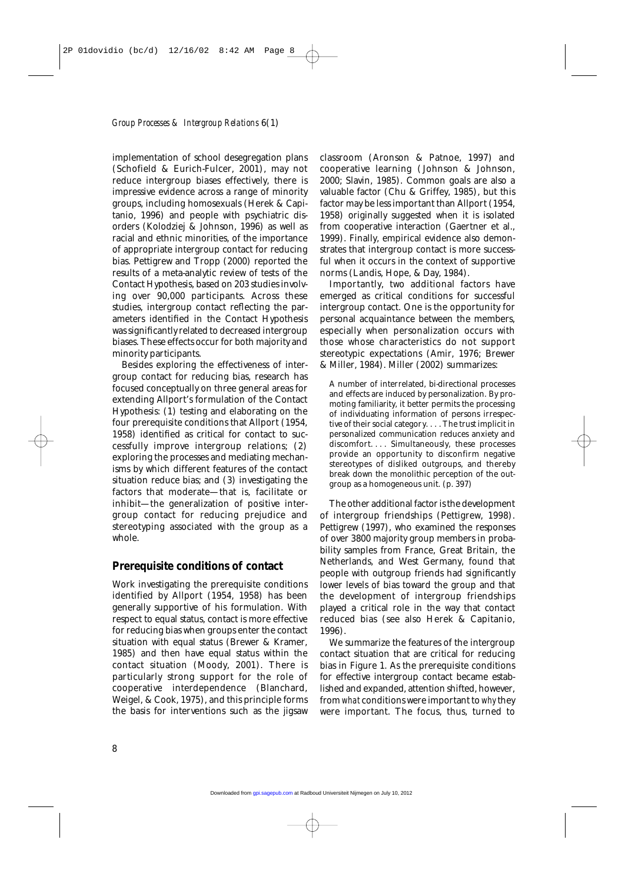implementation of school desegregation plans (Schofield & Eurich-Fulcer, 2001), may not reduce intergroup biases effectively, there is impressive evidence across a range of minority groups, including homosexuals (Herek & Capitanio, 1996) and people with psychiatric disorders (Kolodziej & Johnson, 1996) as well as racial and ethnic minorities, of the importance of appropriate intergroup contact for reducing bias. Pettigrew and Tropp (2000) reported the results of a meta-analytic review of tests of the Contact Hypothesis, based on 203 studies involving over 90,000 participants. Across these studies, intergroup contact reflecting the parameters identified in the Contact Hypothesis was significantly related to decreased intergroup biases. These effects occur for both majority and minority participants.

Besides exploring the effectiveness of intergroup contact for reducing bias, research has focused conceptually on three general areas for extending Allport's formulation of the Contact Hypothesis: (1) testing and elaborating on the four prerequisite conditions that Allport (1954, 1958) identified as critical for contact to successfully improve intergroup relations; (2) exploring the processes and mediating mechanisms by which different features of the contact situation reduce bias; and (3) investigating the factors that moderate—that is, facilitate or inhibit—the generalization of positive intergroup contact for reducing prejudice and stereotyping associated with the group as a whole.

## Prerequisite conditions of contact

Work investigating the prerequisite conditions identified by Allport (1954, 1958) has been generally supportive of his formulation. With respect to equal status, contact is more effective for reducing bias when groups enter the contact situation with equal status (Brewer & Kramer, 1985) and then have equal status within the contact situation (Moody, 2001). There is particularly strong support for the role of cooperative interdependence (Blanchard, Weigel, & Cook, 1975), and this principle forms the basis for interventions such as the jigsaw classroom (Aronson & Patnoe, 1997) and cooperative learning (Johnson & Johnson, 2000; Slavin, 1985). Common goals are also a valuable factor (Chu & Griffey, 1985), but this factor may be less important than Allport (1954, 1958) originally suggested when it is isolated from cooperative interaction (Gaertner et al., 1999). Finally, empirical evidence also demonstrates that intergroup contact is more successful when it occurs in the context of supportive norms (Landis, Hope, & Day, 1984).

Importantly, two additional factors have emerged as critical conditions for successful intergroup contact. One is the opportunity for personal acquaintance between the members, especially when personalization occurs with those whose characteristics do not support stereotypic expectations (Amir, 1976; Brewer & Miller, 1984). Miller (2002) summarizes:

> A number of interrelated, bi-directional processes and effects are induced by personalization. By promoting familiarity, it better permits the processing of individuating information of persons irrespective of their social category. . . . The trust implicit in personalized communication reduces anxiety and discomfort. . . . Simultaneously, these processes provide an opportunity to disconfirm negative stereotypes of disliked outgroups, and thereby break down the monolithic perception of the outgroup as a homogeneous unit. (p. 397)

The other additional factor is the development of intergroup friendships (Pettigrew, 1998). Pettigrew (1997), who examined the responses of over 3800 majority group members in probability samples from France, Great Britain, the Netherlands, and West Germany, found that people with outgroup friends had significantly lower levels of bias toward the group and that the development of intergroup friendships played a critical role in the way that contact reduced bias (see also Herek & Capitanio, 1996).

We summarize the features of the intergroup contact situation that are critical for reducing bias in Figure 1. As the prerequisite conditions for effective intergroup contact became established and expanded, attention shifted, however, from *what* conditions were important to *why* they were important. The focus, thus, turned to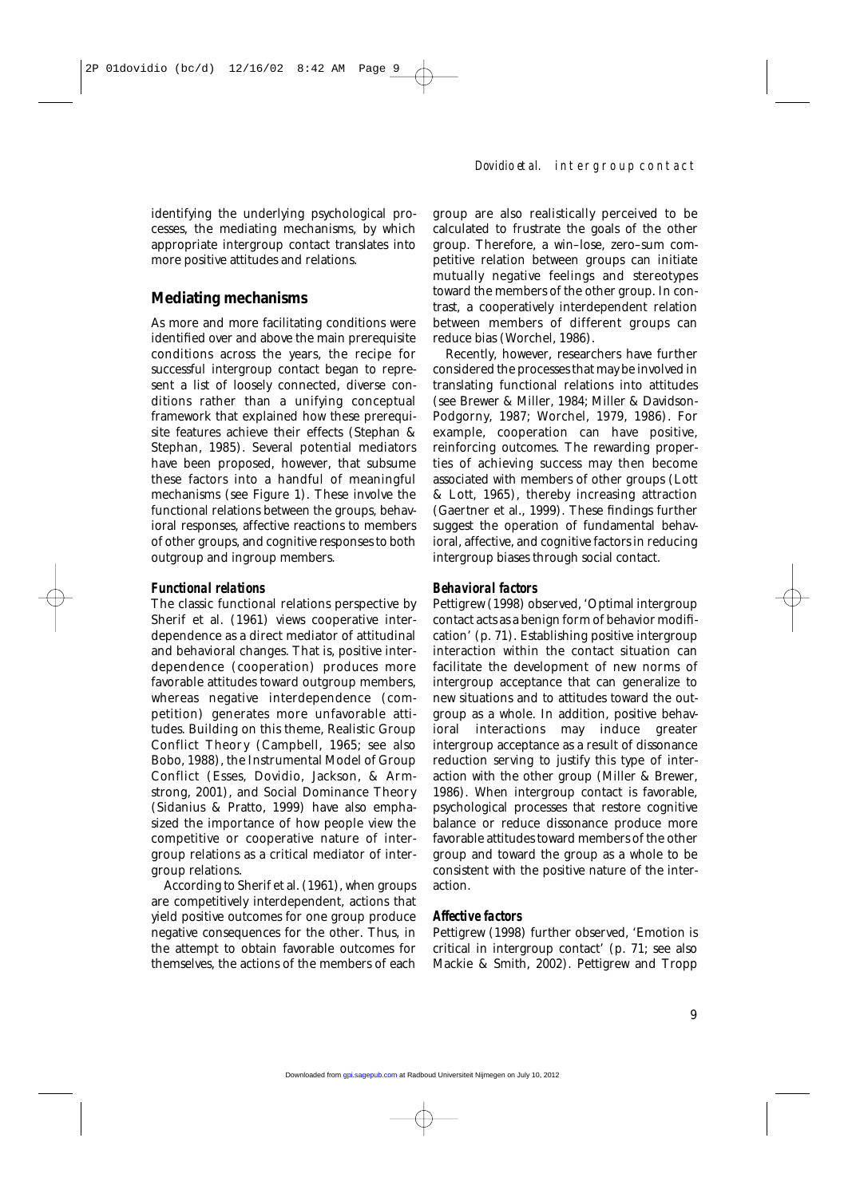identifying the underlying psychological processes, the mediating mechanisms, by which appropriate intergroup contact translates into more positive attitudes and relations.

## Mediating mechanisms

As more and more facilitating conditions were identified over and above the main prerequisite conditions across the years, the recipe for successful intergroup contact began to represent a list of loosely connected, diverse conditions rather than a unifying conceptual framework that explained how these prerequisite features achieve their effects (Stephan & Stephan, 1985). Several potential mediators have been proposed, however, that subsume these factors into a handful of meaningful mechanisms (see Figure 1). These involve the functional relations between the groups, behavioral responses, affective reactions to members of other groups, and cognitive responses to both outgroup and ingroup members.

### *Functional relations*

The classic functional relations perspective by Sherif et al. (1961) views cooperative interdependence as a direct mediator of attitudinal and behavioral changes. That is, positive interdependence (cooperation) produces more favorable attitudes toward outgroup members, whereas negative interdependence (competition) generates more unfavorable attitudes. Building on this theme, Realistic Group Conflict Theory (Campbell, 1965; see also Bobo, 1988), the Instrumental Model of Group Conflict (Esses, Dovidio, Jackson, & Armstrong, 2001), and Social Dominance Theory (Sidanius & Pratto, 1999) have also emphasized the importance of how people view the competitive or cooperative nature of intergroup relations as a critical mediator of intergroup relations.

According to Sherif et al. (1961), when groups are competitively interdependent, actions that yield positive outcomes for one group produce negative consequences for the other. Thus, in the attempt to obtain favorable outcomes for themselves, the actions of the members of each group are also realistically perceived to be calculated to frustrate the goals of the other group. Therefore, a win–lose, zero–sum competitive relation between groups can initiate mutually negative feelings and stereotypes toward the members of the other group. In contrast, a cooperatively interdependent relation between members of different groups can reduce bias (Worchel, 1986).

Recently, however, researchers have further considered the processes that may be involved in translating functional relations into attitudes (see Brewer & Miller, 1984; Miller & Davidson-Podgorny, 1987; Worchel, 1979, 1986). For example, cooperation can have positive, reinforcing outcomes. The rewarding properties of achieving success may then become associated with members of other groups (Lott & Lott, 1965), thereby increasing attraction (Gaertner et al., 1999). These findings further suggest the operation of fundamental behavioral, affective, and cognitive factors in reducing intergroup biases through social contact.

### *Behavioral factors*

Pettigrew (1998) observed, 'Optimal intergroup contact acts as a benign form of behavior modification' (p. 71). Establishing positive intergroup interaction within the contact situation can facilitate the development of new norms of intergroup acceptance that can generalize to new situations and to attitudes toward the outgroup as a whole. In addition, positive behavioral interactions may induce greater intergroup acceptance as a result of dissonance reduction serving to justify this type of interaction with the other group (Miller & Brewer, 1986). When intergroup contact is favorable, psychological processes that restore cognitive balance or reduce dissonance produce more favorable attitudes toward members of the other group and toward the group as a whole to be consistent with the positive nature of the interaction.

### *Affective factors*

Pettigrew (1998) further observed, 'Emotion is critical in intergroup contact' (p. 71; see also Mackie & Smith, 2002). Pettigrew and Tropp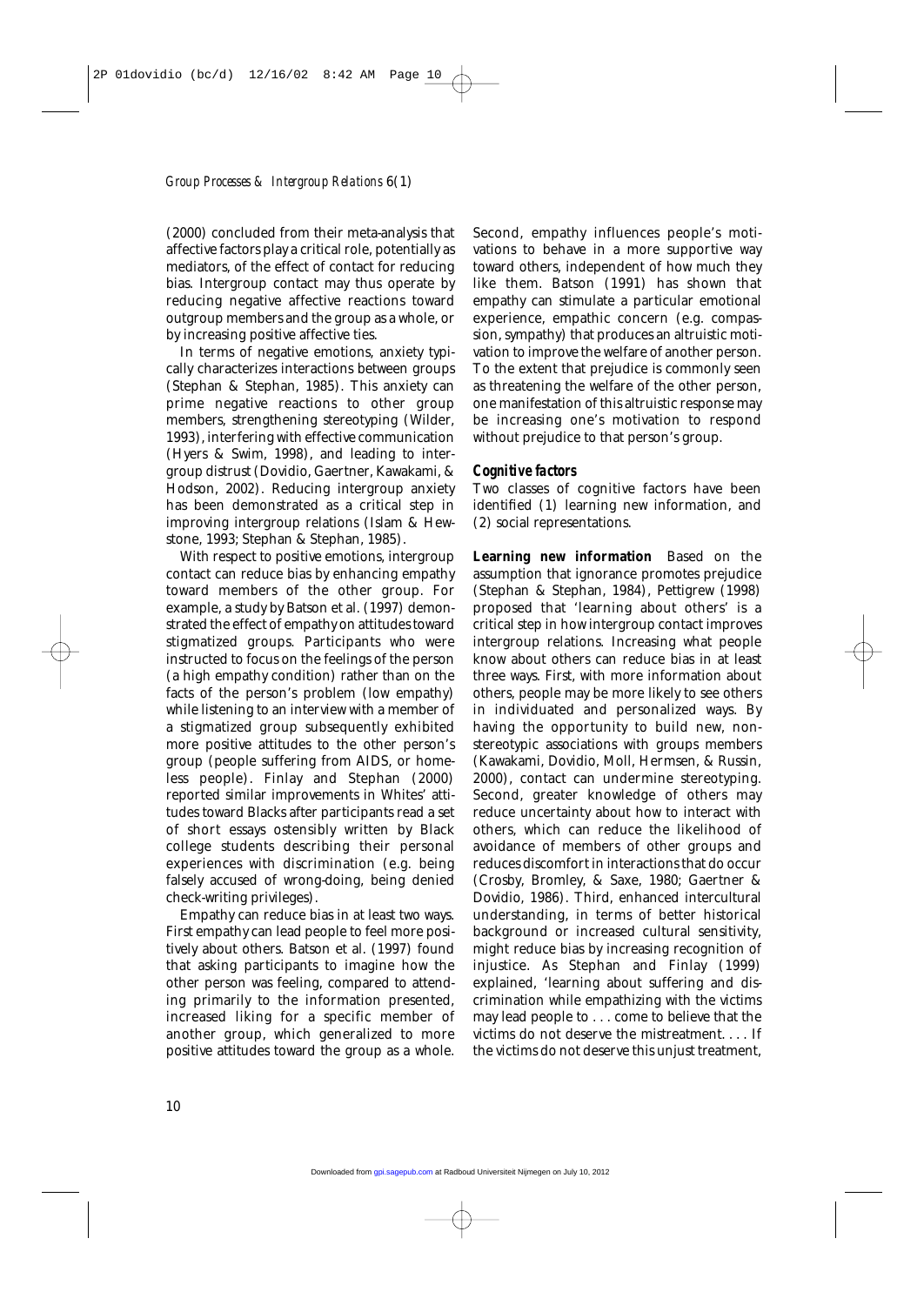(2000) concluded from their meta-analysis that affective factors play a critical role, potentially as mediators, of the effect of contact for reducing bias. Intergroup contact may thus operate by reducing negative affective reactions toward outgroup members and the group as a whole, or by increasing positive affective ties.

In terms of negative emotions, anxiety typically characterizes interactions between groups (Stephan & Stephan, 1985). This anxiety can prime negative reactions to other group members, strengthening stereotyping (Wilder, 1993), interfering with effective communication (Hyers & Swim, 1998), and leading to intergroup distrust (Dovidio, Gaertner, Kawakami, & Hodson, 2002). Reducing intergroup anxiety has been demonstrated as a critical step in improving intergroup relations (Islam & Hewstone, 1993; Stephan & Stephan, 1985).

With respect to positive emotions, intergroup contact can reduce bias by enhancing empathy toward members of the other group. For example, a study by Batson et al. (1997) demonstrated the effect of empathy on attitudes toward stigmatized groups. Participants who were instructed to focus on the feelings of the person (a high empathy condition) rather than on the facts of the person's problem (low empathy) while listening to an interview with a member of a stigmatized group subsequently exhibited more positive attitudes to the other person's group (people suffering from AIDS, or homeless people). Finlay and Stephan (2000) reported similar improvements in Whites' attitudes toward Blacks after participants read a set of short essays ostensibly written by Black college students describing their personal experiences with discrimination (e.g. being falsely accused of wrong-doing, being denied check-writing privileges).

Empathy can reduce bias in at least two ways. First empathy can lead people to feel more positively about others. Batson et al. (1997) found that asking participants to imagine how the other person was feeling, compared to attending primarily to the information presented, increased liking for a specific member of another group, which generalized to more positive attitudes toward the group as a whole. Second, empathy influences people's motivations to behave in a more supportive way toward others, independent of how much they like them. Batson (1991) has shown that empathy can stimulate a particular emotional experience, empathic concern (e.g. compassion, sympathy) that produces an altruistic motivation to improve the welfare of another person. To the extent that prejudice is commonly seen as threatening the welfare of the other person, one manifestation of this altruistic response may be increasing one's motivation to respond without prejudice to that person's group.

### *Cognitive factors*

Two classes of cognitive factors have been identified (1) learning new information, and (2) social representations.

**Learning new information** Based on the assumption that ignorance promotes prejudice (Stephan & Stephan, 1984), Pettigrew (1998) proposed that 'learning about others' is a critical step in how intergroup contact improves intergroup relations. Increasing what people know about others can reduce bias in at least three ways. First, with more information about others, people may be more likely to see others in individuated and personalized ways. By having the opportunity to build new, non-stereotypic associations with groups members (Kawakami, Dovidio, Moll, Hermsen, & Russin, 2000), contact can undermine stereotyping. Second, greater knowledge of others may reduce uncertainty about how to interact with others, which can reduce the likelihood of avoidance of members of other groups and reduces discomfort in interactions that do occur (Crosby, Bromley, & Saxe, 1980; Gaertner & Dovidio, 1986). Third, enhanced intercultural understanding, in terms of better historical background or increased cultural sensitivity, might reduce bias by increasing recognition of injustice. As Stephan and Finlay (1999) explained, 'learning about suffering and discrimination while empathizing with the victims may lead people to . . . come to believe that the victims do not deserve the mistreatment. . . . If the victims do not deserve this unjust treatment,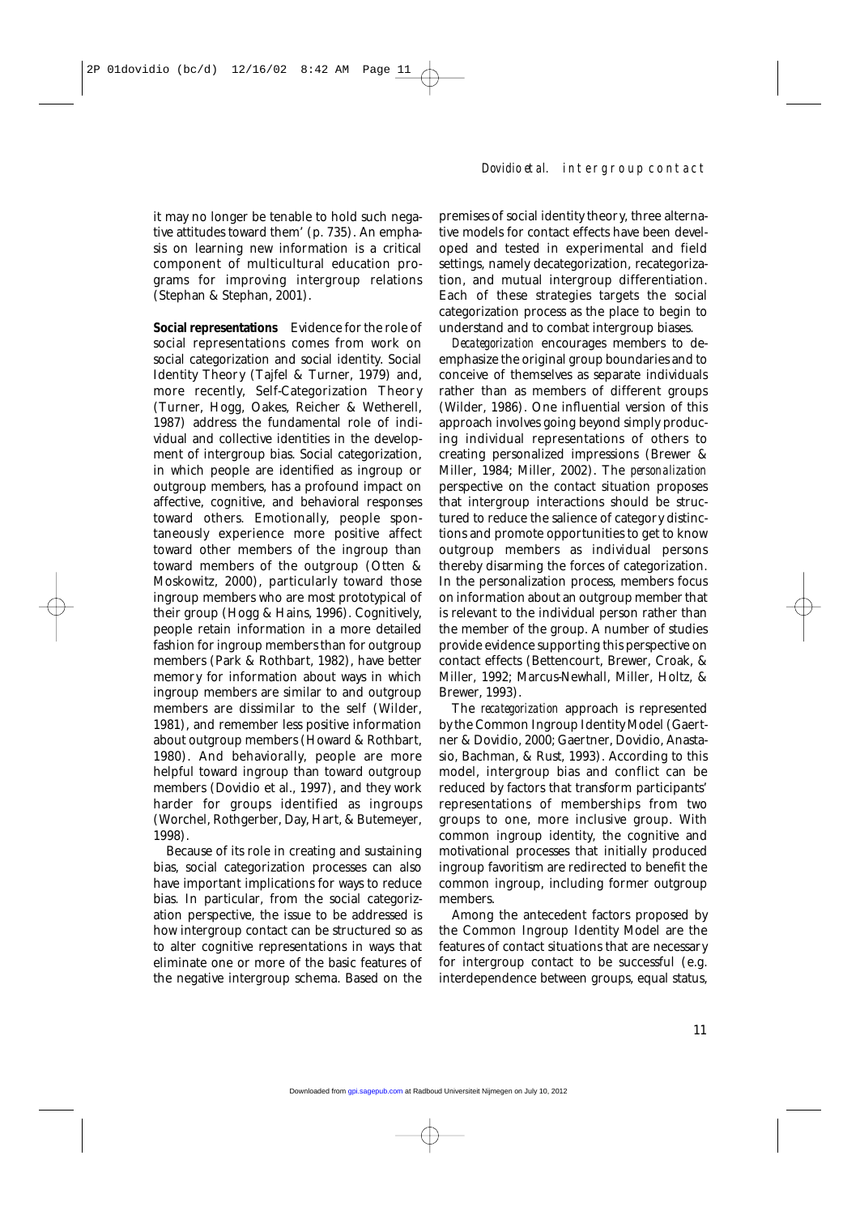it may no longer be tenable to hold such negative attitudes toward them' (p. 735). An emphasis on learning new information is a critical component of multicultural education programs for improving intergroup relations (Stephan & Stephan, 2001).

**Social representations** Evidence for the role of social representations comes from work on social categorization and social identity. Social Identity Theory (Tajfel & Turner, 1979) and, more recently, Self-Categorization Theory (Turner, Hogg, Oakes, Reicher & Wetherell, 1987) address the fundamental role of individual and collective identities in the development of intergroup bias. Social categorization, in which people are identified as ingroup or outgroup members, has a profound impact on affective, cognitive, and behavioral responses toward others. Emotionally, people spontaneously experience more positive affect toward other members of the ingroup than toward members of the outgroup (Otten & Moskowitz, 2000), particularly toward those ingroup members who are most prototypical of their group (Hogg & Hains, 1996). Cognitively, people retain information in a more detailed fashion for ingroup members than for outgroup members (Park & Rothbart, 1982), have better memory for information about ways in which ingroup members are similar to and outgroup members are dissimilar to the self (Wilder, 1981), and remember less positive information about outgroup members (Howard & Rothbart, 1980). And behaviorally, people are more helpful toward ingroup than toward outgroup members (Dovidio et al., 1997), and they work harder for groups identified as ingroups (Worchel, Rothgerber, Day, Hart, & Butemeyer, 1998).

Because of its role in creating and sustaining bias, social categorization processes can also have important implications for ways to reduce bias. In particular, from the social categorization perspective, the issue to be addressed is how intergroup contact can be structured so as to alter cognitive representations in ways that eliminate one or more of the basic features of the negative intergroup schema. Based on the premises of social identity theory, three alternative models for contact effects have been developed and tested in experimental and field settings, namely decategorization, recategorization, and mutual intergroup differentiation. Each of these strategies targets the social categorization process as the place to begin to understand and to combat intergroup biases.

*Decategorization* encourages members to deemphasize the original group boundaries and to conceive of themselves as separate individuals rather than as members of different groups (Wilder, 1986). One influential version of this approach involves going beyond simply producing individual representations of others to creating personalized impressions (Brewer & Miller, 1984; Miller, 2002). The *personalization* perspective on the contact situation proposes that intergroup interactions should be structured to reduce the salience of category distinctions and promote opportunities to get to know outgroup members as individual persons thereby disarming the forces of categorization. In the personalization process, members focus on information about an outgroup member that is relevant to the individual person rather than the member of the group. A number of studies provide evidence supporting this perspective on contact effects (Bettencourt, Brewer, Croak, & Miller, 1992; Marcus-Newhall, Miller, Holtz, & Brewer, 1993).

The *recategorization* approach is represented by the Common Ingroup Identity Model (Gaertner & Dovidio, 2000; Gaertner, Dovidio, Anastasio, Bachman, & Rust, 1993). According to this model, intergroup bias and conflict can be reduced by factors that transform participants' representations of memberships from two groups to one, more inclusive group. With common ingroup identity, the cognitive and motivational processes that initially produced ingroup favoritism are redirected to benefit the common ingroup, including former outgroup members.

Among the antecedent factors proposed by the Common Ingroup Identity Model are the features of contact situations that are necessary for intergroup contact to be successful (e.g. interdependence between groups, equal status,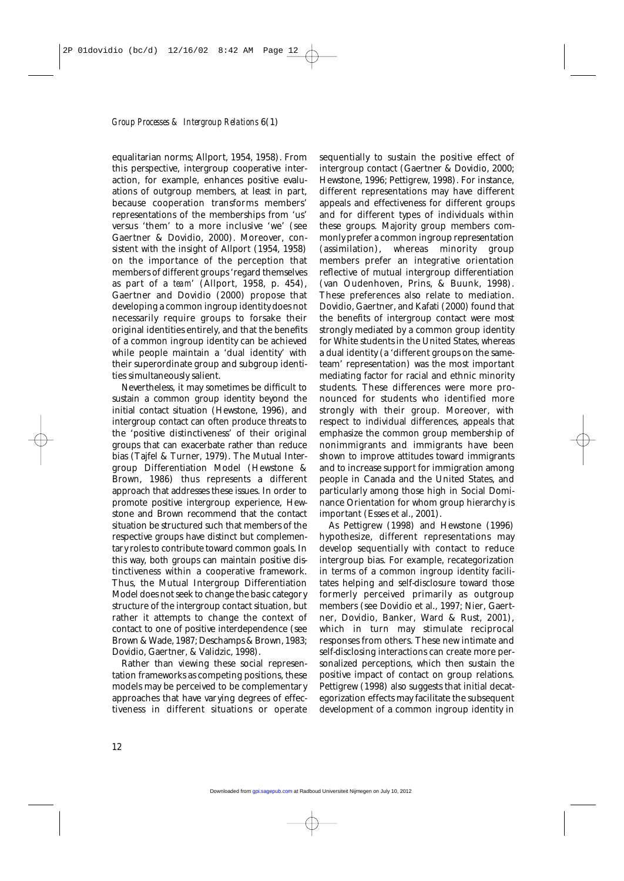equalitarian norms; Allport, 1954, 1958). From this perspective, intergroup cooperative interaction, for example, enhances positive evaluations of outgroup members, at least in part, because cooperation transforms members' representations of the memberships from 'us' versus 'them' to a more inclusive 'we' (see Gaertner & Dovidio, 2000). Moreover, consistent with the insight of Allport (1954, 1958) on the importance of the perception that members of different groups 'regard themselves as part of a *team*' (Allport, 1958, p. 454), Gaertner and Dovidio (2000) propose that developing a common ingroup identity does not necessarily require groups to forsake their original identities entirely, and that the benefits of a common ingroup identity can be achieved while people maintain a 'dual identity' with their superordinate group and subgroup identities simultaneously salient.

Nevertheless, it may sometimes be difficult to sustain a common group identity beyond the initial contact situation (Hewstone, 1996), and intergroup contact can often produce threats to the 'positive distinctiveness' of their original groups that can exacerbate rather than reduce bias (Tajfel & Turner, 1979). The Mutual Intergroup Differentiation Model (Hewstone & Brown, 1986) thus represents a different approach that addresses these issues. In order to promote positive intergroup experience, Hewstone and Brown recommend that the contact situation be structured such that members of the respective groups have distinct but complementary roles to contribute toward common goals. In this way, both groups can maintain positive distinctiveness within a cooperative framework. Thus, the Mutual Intergroup Differentiation Model does not seek to change the basic category structure of the intergroup contact situation, but rather it attempts to change the context of contact to one of positive interdependence (see Brown & Wade, 1987; Deschamps & Brown, 1983; Dovidio, Gaertner, & Validzic, 1998).

Rather than viewing these social representation frameworks as competing positions, these models may be perceived to be complementary approaches that have varying degrees of effectiveness in different situations or operate sequentially to sustain the positive effect of intergroup contact (Gaertner & Dovidio, 2000; Hewstone, 1996; Pettigrew, 1998). For instance, different representations may have different appeals and effectiveness for different groups and for different types of individuals within these groups. Majority group members commonly prefer a common ingroup representation (assimilation), whereas minority group members prefer an integrative orientation reflective of mutual intergroup differentiation (van Oudenhoven, Prins, & Buunk, 1998). These preferences also relate to mediation. Dovidio, Gaertner, and Kafati (2000) found that the benefits of intergroup contact were most strongly mediated by a common group identity for White students in the United States, whereas a dual identity (a 'different groups on the same-team' representation) was the most important mediating factor for racial and ethnic minority students. These differences were more pronounced for students who identified more strongly with their group. Moreover, with respect to individual differences, appeals that emphasize the common group membership of nonimmigrants and immigrants have been shown to improve attitudes toward immigrants and to increase support for immigration among people in Canada and the United States, and particularly among those high in Social Dominance Orientation for whom group hierarchy is important (Esses et al., 2001).

As Pettigrew (1998) and Hewstone (1996) hypothesize, different representations may develop sequentially with contact to reduce intergroup bias. For example, recategorization in terms of a common ingroup identity facilitates helping and self-disclosure toward those formerly perceived primarily as outgroup members (see Dovidio et al., 1997; Nier, Gaertner, Dovidio, Banker, Ward & Rust, 2001), which in turn may stimulate reciprocal responses from others. These new intimate and self-disclosing interactions can create more personalized perceptions, which then sustain the positive impact of contact on group relations. Pettigrew (1998) also suggests that initial decategorization effects may facilitate the subsequent development of a common ingroup identity in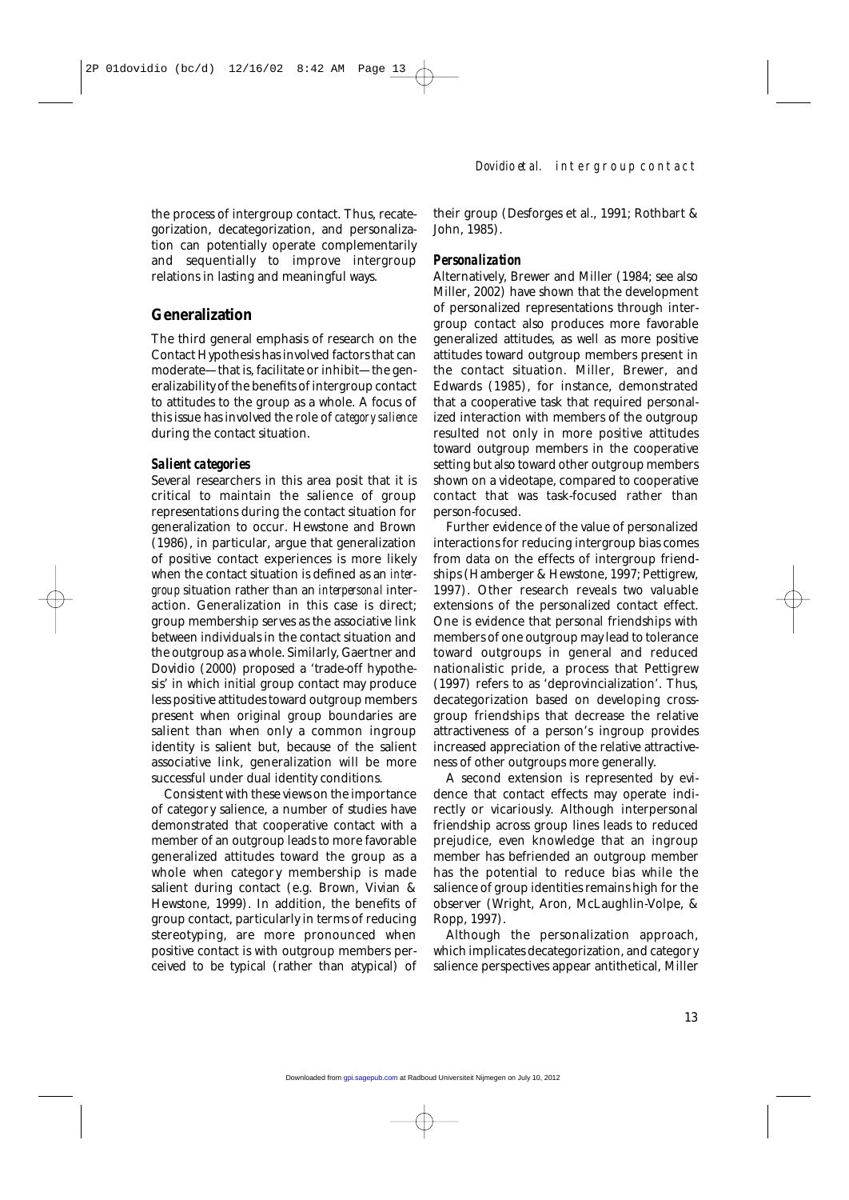the process of intergroup contact. Thus, recategorization, decategorization, and personalization can potentially operate complementarily and sequentially to improve intergroup relations in lasting and meaningful ways.

## Generalization

The third general emphasis of research on the Contact Hypothesis has involved factors that can moderate—that is, facilitate or inhibit—the generalizability of the benefits of intergroup contact to attitudes to the group as a whole. A focus of this issue has involved the role of *category salience* during the contact situation.

### *Salient categories*

Several researchers in this area posit that it is critical to maintain the salience of group representations during the contact situation for generalization to occur. Hewstone and Brown (1986), in particular, argue that generalization of positive contact experiences is more likely when the contact situation is defined as an *intergroup* situation rather than an *interpersonal* interaction. Generalization in this case is direct; group membership serves as the associative link between individuals in the contact situation and the outgroup as a whole. Similarly, Gaertner and Dovidio (2000) proposed a 'trade-off hypothesis' in which initial group contact may produce less positive attitudes toward outgroup members present when original group boundaries are salient than when only a common ingroup identity is salient but, because of the salient associative link, generalization will be more successful under dual identity conditions.

Consistent with these views on the importance of category salience, a number of studies have demonstrated that cooperative contact with a member of an outgroup leads to more favorable generalized attitudes toward the group as a whole when category membership is made salient during contact (e.g. Brown, Vivian & Hewstone, 1999). In addition, the benefits of group contact, particularly in terms of reducing stereotyping, are more pronounced when positive contact is with outgroup members perceived to be typical (rather than atypical) of their group (Desforges et al., 1991; Rothbart & John, 1985).

### *Personalization*

Alternatively, Brewer and Miller (1984; see also Miller, 2002) have shown that the development of personalized representations through intergroup contact also produces more favorable generalized attitudes, as well as more positive attitudes toward outgroup members present in the contact situation. Miller, Brewer, and Edwards (1985), for instance, demonstrated that a cooperative task that required personalized interaction with members of the outgroup resulted not only in more positive attitudes toward outgroup members in the cooperative setting but also toward other outgroup members shown on a videotape, compared to cooperative contact that was task-focused rather than person-focused.

Further evidence of the value of personalized interactions for reducing intergroup bias comes from data on the effects of intergroup friendships (Hamberger & Hewstone, 1997; Pettigrew, 1997). Other research reveals two valuable extensions of the personalized contact effect. One is evidence that personal friendships with members of one outgroup may lead to tolerance toward outgroups in general and reduced nationalistic pride, a process that Pettigrew (1997) refers to as 'deprovincialization'. Thus, decategorization based on developing cross-group friendships that decrease the relative attractiveness of a person's ingroup provides increased appreciation of the relative attractiveness of other outgroups more generally.

A second extension is represented by evidence that contact effects may operate indirectly or vicariously. Although interpersonal friendship across group lines leads to reduced prejudice, even knowledge that an ingroup member has befriended an outgroup member has the potential to reduce bias while the salience of group identities remains high for the observer (Wright, Aron, McLaughlin-Volpe, & Ropp, 1997).

Although the personalization approach, which implicates decategorization, and category salience perspectives appear antithetical, Miller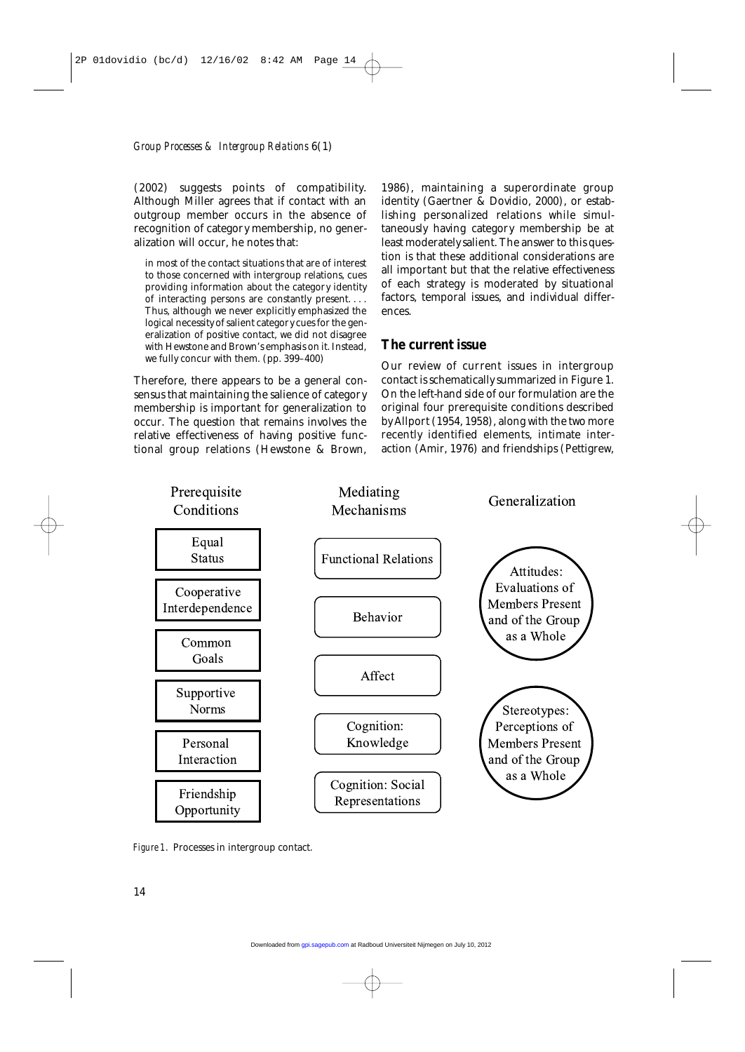(2002) suggests points of compatibility. Although Miller agrees that if contact with an outgroup member occurs in the absence of recognition of category membership, no generalization will occur, he notes that:

> in most of the contact situations that are of interest to those concerned with intergroup relations, cues providing information about the category identity of interacting persons are constantly present. . . . Thus, although we never explicitly emphasized the logical necessity of salient category cues for the generalization of positive contact, we did not disagree with Hewstone and Brown's emphasis on it. Instead, we fully concur with them. (pp. 399–400)

Therefore, there appears to be a general consensus that maintaining the salience of category membership is important for generalization to occur. The question that remains involves the relative effectiveness of having positive functional group relations (Hewstone & Brown, 1986), maintaining a superordinate group identity (Gaertner & Dovidio, 2000), or establishing personalized relations while simultaneously having category membership be at least moderately salient. The answer to this question is that these additional considerations are all important but that the relative effectiveness of each strategy is moderated by situational factors, temporal issues, and individual differences.

## The current issue

Our review of current issues in intergroup contact is schematically summarized in Figure 1. On the left-hand side of our formulation are the original four prerequisite conditions described by Allport (1954, 1958), along with the two more recently identified elements, intimate interaction (Amir, 1976) and friendships (Pettigrew,

| Prerequisite Conditions | Mediating Mechanisms | Generalization |
|---|---|---|
| Equal Status | Functional Relations | Attitudes: Evaluations of Members Present and of the Group as a Whole |
| Cooperative Interdependence | Behavior | |
| Common Goals | Affect | |
| Supportive Norms | Cognition: Knowledge | Stereotypes: Perceptions of Members Present and of the Group as a Whole |
| Personal Interaction | Cognition: Social Representations | |
| Friendship Opportunity | | |

*Figure 1.* Processes in intergroup contact.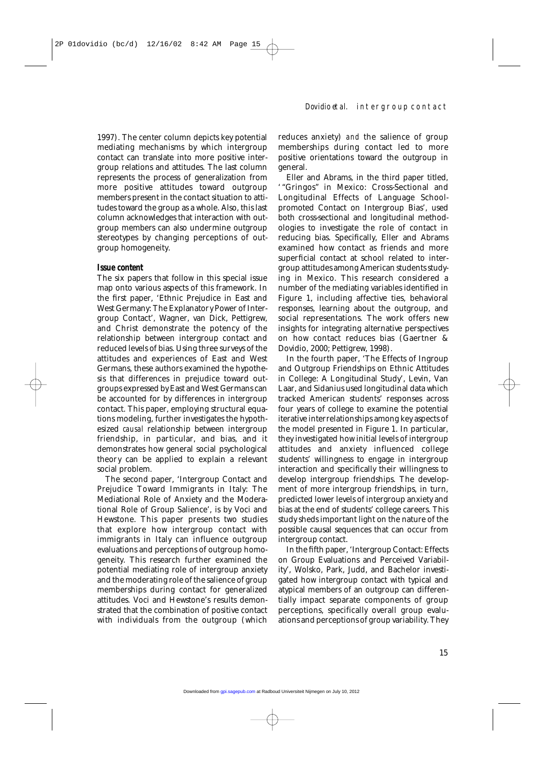1997). The center column depicts key potential mediating mechanisms by which intergroup contact can translate into more positive intergroup relations and attitudes. The last column represents the process of generalization from more positive attitudes toward outgroup members present in the contact situation to attitudes toward the group as a whole. Also, this last column acknowledges that interaction with outgroup members can also undermine outgroup stereotypes by changing perceptions of outgroup homogeneity.

## Issue content

The six papers that follow in this special issue map onto various aspects of this framework. In the first paper, 'Ethnic Prejudice in East and West Germany: The Explanatory Power of Intergroup Contact', Wagner, van Dick, Pettigrew, and Christ demonstrate the potency of the relationship between intergroup contact and reduced levels of bias. Using three surveys of the attitudes and experiences of East and West Germans, these authors examined the hypothesis that differences in prejudice toward outgroups expressed by East and West Germans can be accounted for by differences in intergroup contact. This paper, employing structural equations modeling, further investigates the hypothesized *causal* relationship between intergroup friendship, in particular, and bias, and it demonstrates how general social psychological theory can be applied to explain a relevant social problem.

The second paper, 'Intergroup Contact and Prejudice Toward Immigrants in Italy: The Mediational Role of Anxiety and the Moderational Role of Group Salience', is by Voci and Hewstone. This paper presents two studies that explore how intergroup contact with immigrants in Italy can influence outgroup evaluations and perceptions of outgroup homogeneity. This research further examined the potential mediating role of intergroup anxiety and the moderating role of the salience of group memberships during contact for generalized attitudes. Voci and Hewstone's results demonstrated that the combination of positive contact with individuals from the outgroup (which reduces anxiety) *and* the salience of group memberships during contact led to more positive orientations toward the outgroup in general.

Eller and Abrams, in the third paper titled, '"Gringos" in Mexico: Cross-Sectional and Longitudinal Effects of Language School-promoted Contact on Intergroup Bias', used both cross-sectional and longitudinal methodologies to investigate the role of contact in reducing bias. Specifically, Eller and Abrams examined how contact as friends and more superficial contact at school related to intergroup attitudes among American students studying in Mexico. This research considered a number of the mediating variables identified in Figure 1, including affective ties, behavioral responses, learning about the outgroup, and social representations. The work offers new insights for integrating alternative perspectives on how contact reduces bias (Gaertner & Dovidio, 2000; Pettigrew, 1998).

In the fourth paper, 'The Effects of Ingroup and Outgroup Friendships on Ethnic Attitudes in College: A Longitudinal Study', Levin, Van Laar, and Sidanius used longitudinal data which tracked American students' responses across four years of college to examine the potential iterative interrelationships among key aspects of the model presented in Figure 1. In particular, they investigated how initial levels of intergroup attitudes and anxiety influenced college students' willingness to engage in intergroup interaction and specifically their willingness to develop intergroup friendships. The development of more intergroup friendships, in turn, predicted lower levels of intergroup anxiety and bias at the end of students' college careers. This study sheds important light on the nature of the possible causal sequences that can occur from intergroup contact.

In the fifth paper, 'Intergroup Contact: Effects on Group Evaluations and Perceived Variability', Wolsko, Park, Judd, and Bachelor investigated how intergroup contact with typical and atypical members of an outgroup can differentially impact separate components of group perceptions, specifically overall group evaluations and perceptions of group variability. They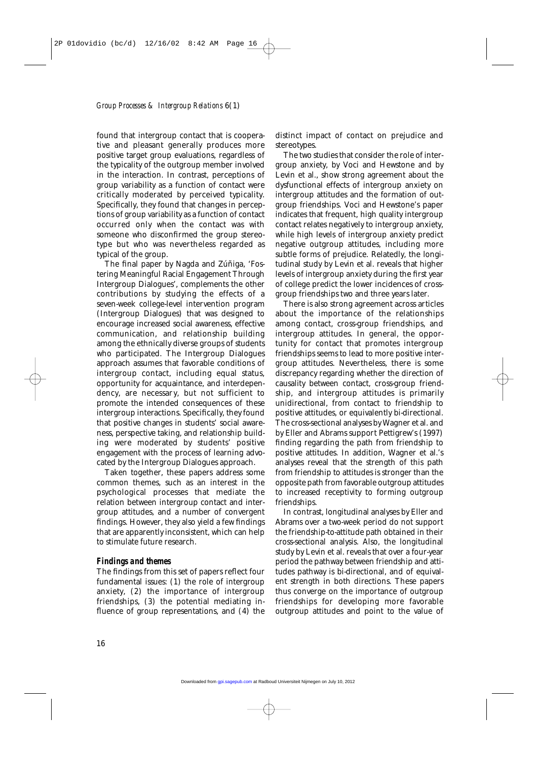found that intergroup contact that is cooperative and pleasant generally produces more positive target group evaluations, regardless of the typicality of the outgroup member involved in the interaction. In contrast, perceptions of group variability as a function of contact were critically moderated by perceived typicality. Specifically, they found that changes in perceptions of group variability as a function of contact occurred only when the contact was with someone who disconfirmed the group stereotype but who was nevertheless regarded as typical of the group.

The final paper by Nagda and Zúñiga, 'Fostering Meaningful Racial Engagement Through Intergroup Dialogues', complements the other contributions by studying the effects of a seven-week college-level intervention program (Intergroup Dialogues) that was designed to encourage increased social awareness, effective communication, and relationship building among the ethnically diverse groups of students who participated. The Intergroup Dialogues approach assumes that favorable conditions of intergroup contact, including equal status, opportunity for acquaintance, and interdependency, are necessary, but not sufficient to promote the intended consequences of these intergroup interactions. Specifically, they found that positive changes in students' social awareness, perspective taking, and relationship building were moderated by students' positive engagement with the process of learning advocated by the Intergroup Dialogues approach.

Taken together, these papers address some common themes, such as an interest in the psychological processes that mediate the relation between intergroup contact and intergroup attitudes, and a number of convergent findings. However, they also yield a few findings that are apparently inconsistent, which can help to stimulate future research.

### *Findings and themes*

The findings from this set of papers reflect four fundamental issues: (1) the role of intergroup anxiety, (2) the importance of intergroup friendships, (3) the potential mediating influence of group representations, and (4) the distinct impact of contact on prejudice and stereotypes.

The two studies that consider the role of intergroup anxiety, by Voci and Hewstone and by Levin et al., show strong agreement about the dysfunctional effects of intergroup anxiety on intergroup attitudes and the formation of outgroup friendships. Voci and Hewstone's paper indicates that frequent, high quality intergroup contact relates negatively to intergroup anxiety, while high levels of intergroup anxiety predict negative outgroup attitudes, including more subtle forms of prejudice. Relatedly, the longitudinal study by Levin et al. reveals that higher levels of intergroup anxiety during the first year of college predict the lower incidences of cross-group friendships two and three years later.

There is also strong agreement across articles about the importance of the relationships among contact, cross-group friendships, and intergroup attitudes. In general, the opportunity for contact that promotes intergroup friendships seems to lead to more positive intergroup attitudes. Nevertheless, there is some discrepancy regarding whether the direction of causality between contact, cross-group friendship, and intergroup attitudes is primarily unidirectional, from contact to friendship to positive attitudes, or equivalently bi-directional. The cross-sectional analyses by Wagner et al. and by Eller and Abrams support Pettigrew's (1997) finding regarding the path from friendship to positive attitudes. In addition, Wagner et al.'s analyses reveal that the strength of this path from friendship to attitudes is stronger than the opposite path from favorable outgroup attitudes to increased receptivity to forming outgroup friendships.

In contrast, longitudinal analyses by Eller and Abrams over a two-week period do not support the friendship-to-attitude path obtained in their cross-sectional analysis. Also, the longitudinal study by Levin et al. reveals that over a four-year period the pathway between friendship and attitudes pathway is bi-directional, and of equivalent strength in both directions. These papers thus converge on the importance of outgroup friendships for developing more favorable outgroup attitudes and point to the value of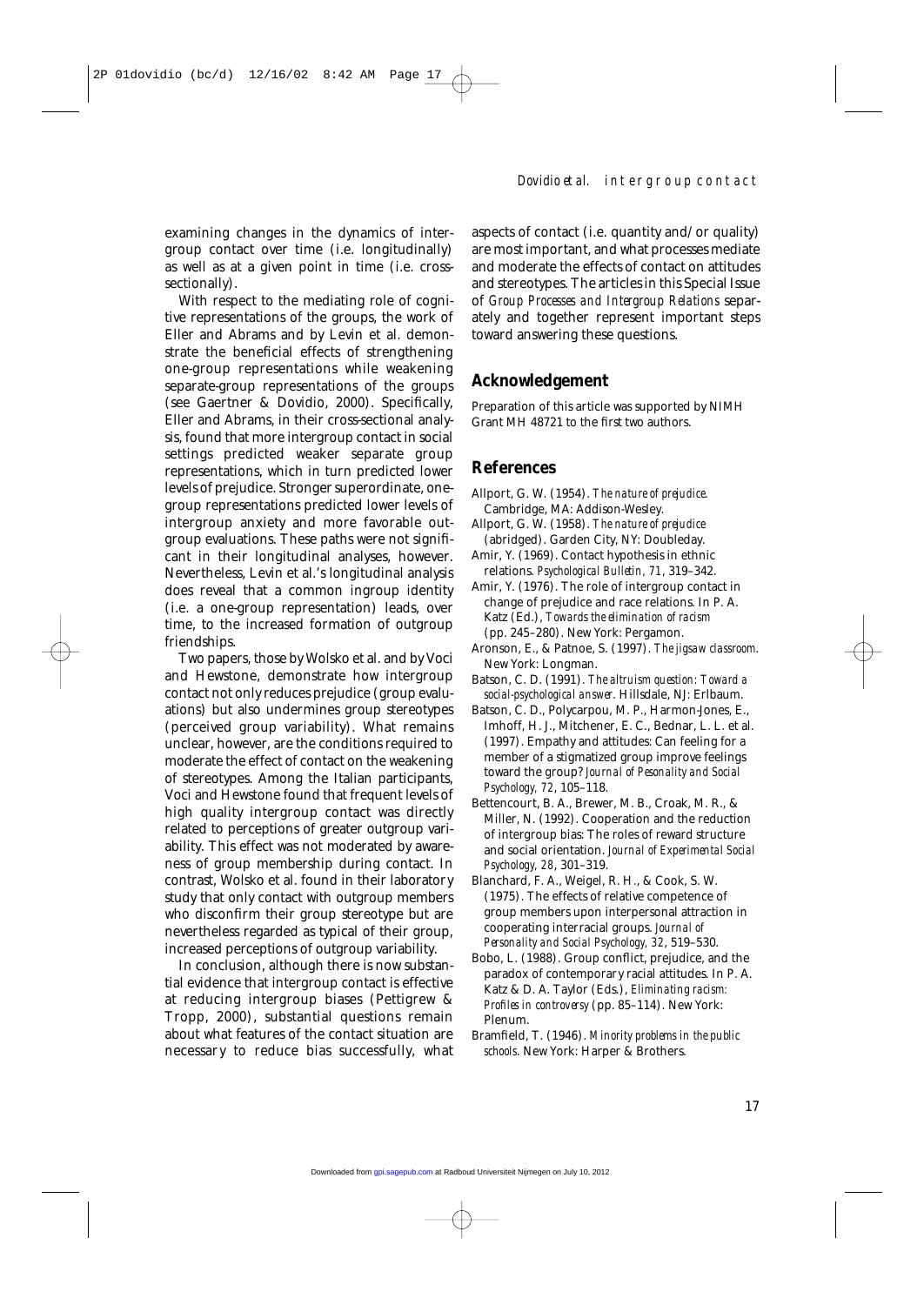examining changes in the dynamics of intergroup contact over time (i.e. longitudinally) as well as at a given point in time (i.e. cross-sectionally).

With respect to the mediating role of cognitive representations of the groups, the work of Eller and Abrams and by Levin et al. demonstrate the beneficial effects of strengthening one-group representations while weakening separate-group representations of the groups (see Gaertner & Dovidio, 2000). Specifically, Eller and Abrams, in their cross-sectional analysis, found that more intergroup contact in social settings predicted weaker separate group representations, which in turn predicted lower levels of prejudice. Stronger superordinate, one-group representations predicted lower levels of intergroup anxiety and more favorable outgroup evaluations. These paths were not significant in their longitudinal analyses, however. Nevertheless, Levin et al.'s longitudinal analysis does reveal that a common ingroup identity (i.e. a one-group representation) leads, over time, to the increased formation of outgroup friendships.

Two papers, those by Wolsko et al. and by Voci and Hewstone, demonstrate how intergroup contact not only reduces prejudice (group evaluations) but also undermines group stereotypes (perceived group variability). What remains unclear, however, are the conditions required to moderate the effect of contact on the weakening of stereotypes. Among the Italian participants, Voci and Hewstone found that frequent levels of high quality intergroup contact was directly related to perceptions of greater outgroup variability. This effect was not moderated by awareness of group membership during contact. In contrast, Wolsko et al. found in their laboratory study that only contact with outgroup members who disconfirm their group stereotype but are nevertheless regarded as typical of their group, increased perceptions of outgroup variability.

In conclusion, although there is now substantial evidence that intergroup contact is effective at reducing intergroup biases (Pettigrew & Tropp, 2000), substantial questions remain about what features of the contact situation are necessary to reduce bias successfully, what aspects of contact (i.e. quantity and/or quality) are most important, and what processes mediate and moderate the effects of contact on attitudes and stereotypes. The articles in this Special Issue of *Group Processes and Intergroup Relations* separately and together represent important steps toward answering these questions.

## Acknowledgement

Preparation of this article was supported by NIMH Grant MH 48721 to the first two authors.

## References

Allport, G. W. (1954). *The nature of prejudice*. Cambridge, MA: Addison-Wesley.

Allport, G. W. (1958). *The nature of prejudice* (abridged). Garden City, NY: Doubleday.

Amir, Y. (1969). Contact hypothesis in ethnic relations. *Psychological Bulletin, 71*, 319–342.

Amir, Y. (1976). The role of intergroup contact in change of prejudice and race relations. In P. A. Katz (Ed.), *Towards the elimination of racism* (pp. 245–280). New York: Pergamon.

Aronson, E., & Patnoe, S. (1997). *The jigsaw classroom*. New York: Longman.

Batson, C. D. (1991). *The altruism question: Toward a social-psychological answer*. Hillsdale, NJ: Erlbaum.

Batson, C. D., Polycarpou, M. P., Harmon-Jones, E., Imhoff, H. J., Mitchener, E. C., Bednar, L. L. et al. (1997). Empathy and attitudes: Can feeling for a member of a stigmatized group improve feelings toward the group? *Journal of Pesonality and Social Psychology, 72*, 105–118.

Bettencourt, B. A., Brewer, M. B., Croak, M. R., & Miller, N. (1992). Cooperation and the reduction of intergroup bias: The roles of reward structure and social orientation. *Journal of Experimental Social Psychology, 28*, 301–319.

Blanchard, F. A., Weigel, R. H., & Cook, S. W. (1975). The effects of relative competence of group members upon interpersonal attraction in cooperating interracial groups. *Journal of Personality and Social Psychology, 32*, 519–530.

Bobo, L. (1988). Group conflict, prejudice, and the paradox of contemporary racial attitudes. In P. A. Katz & D. A. Taylor (Eds.), *Eliminating racism: Profiles in controversy* (pp. 85–114). New York: Plenum.

Bramfield, T. (1946). *Minority problems in the public schools*. New York: Harper & Brothers.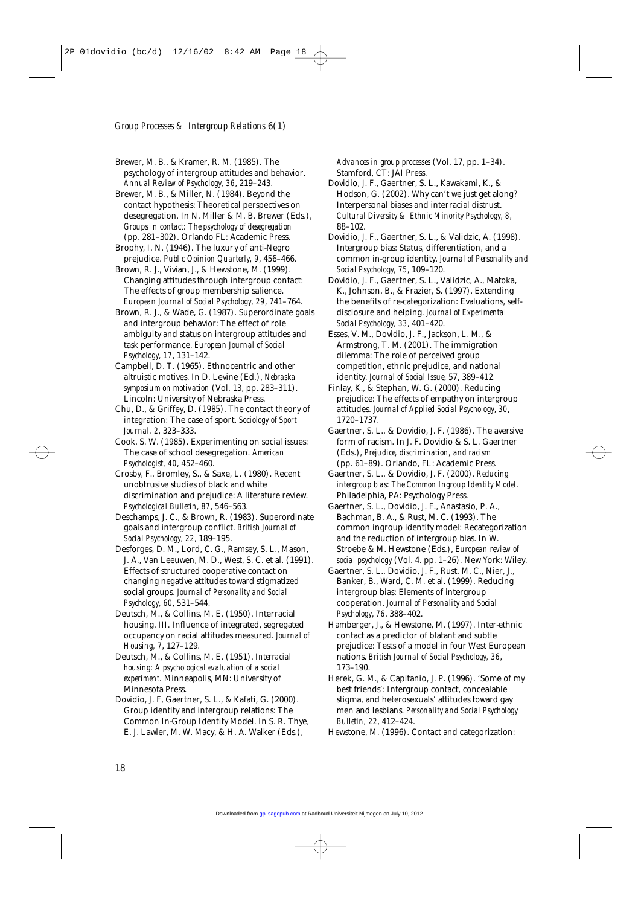Brewer, M. B., & Kramer, R. M. (1985). The psychology of intergroup attitudes and behavior. *Annual Review of Psychology, 36*, 219–243.

Brewer, M. B., & Miller, N. (1984). Beyond the contact hypothesis: Theoretical perspectives on desegregation. In N. Miller & M. B. Brewer (Eds.), *Groups in contact: The psychology of desegregation* (pp. 281–302). Orlando FL: Academic Press.

Brophy, I. N. (1946). The luxury of anti-Negro prejudice. *Public Opinion Quarterly, 9*, 456–466.

Brown, R. J., Vivian, J., & Hewstone, M. (1999). Changing attitudes through intergroup contact: The effects of group membership salience. *European Journal of Social Psychology, 29*, 741–764.

Brown, R. J., & Wade, G. (1987). Superordinate goals and intergroup behavior: The effect of role ambiguity and status on intergroup attitudes and task performance. *European Journal of Social Psychology, 17*, 131–142.

Campbell, D. T. (1965). Ethnocentric and other altruistic motives. In D. Levine (Ed.), *Nebraska symposium on motivation* (Vol. 13, pp. 283–311). Lincoln: University of Nebraska Press.

Chu, D., & Griffey, D. (1985). The contact theory of integration: The case of sport. *Sociology of Sport Journal, 2*, 323–333.

Cook, S. W. (1985). Experimenting on social issues: The case of school desegregation. *American Psychologist, 40*, 452–460.

Crosby, F., Bromley, S., & Saxe, L. (1980). Recent unobtrusive studies of black and white discrimination and prejudice: A literature review. *Psychological Bulletin, 87*, 546–563.

Deschamps, J. C., & Brown, R. (1983). Superordinate goals and intergroup conflict. *British Journal of Social Psychology, 22*, 189–195.

Desforges, D. M., Lord, C. G., Ramsey, S. L., Mason, J. A., Van Leeuwen, M. D., West, S. C. et al. (1991). Effects of structured cooperative contact on changing negative attitudes toward stigmatized social groups. *Journal of Personality and Social Psychology, 60*, 531–544.

Deutsch, M., & Collins, M. E. (1950). Interracial housing. III. Influence of integrated, segregated occupancy on racial attitudes measured. *Journal of Housing, 7*, 127–129.

Deutsch, M., & Collins, M. E. (1951). *Interracial housing: A psychological evaluation of a social experiment.* Minneapolis, MN: University of Minnesota Press.

Dovidio, J. F, Gaertner, S. L., & Kafati, G. (2000). Group identity and intergroup relations: The Common In-Group Identity Model. In S. R. Thye, E. J. Lawler, M. W. Macy, & H. A. Walker (Eds.), *Advances in group processes* (Vol. 17, pp. 1–34). Stamford, CT: JAI Press.

Dovidio, J. F., Gaertner, S. L., Kawakami, K., & Hodson, G. (2002). Why can't we just get along? Interpersonal biases and interracial distrust. *Cultural Diversity & Ethnic Minority Psychology, 8*, 88–102.

Dovidio, J. F., Gaertner, S. L., & Validzic, A. (1998). Intergroup bias: Status, differentiation, and a common in-group identity. *Journal of Personality and Social Psychology, 75*, 109–120.

Dovidio, J. F., Gaertner, S. L., Validzic, A., Matoka, K., Johnson, B., & Frazier, S. (1997). Extending the benefits of re-categorization: Evaluations, self-disclosure and helping. *Journal of Experimental Social Psychology, 33*, 401–420.

Esses, V. M., Dovidio, J. F., Jackson, L. M., & Armstrong, T. M. (2001). The immigration dilemma: The role of perceived group competition, ethnic prejudice, and national identity. *Journal of Social Issue*, 57, 389–412.

Finlay, K., & Stephan, W. G. (2000). Reducing prejudice: The effects of empathy on intergroup attitudes. *Journal of Applied Social Psychology, 30*, 1720–1737.

Gaertner, S. L., & Dovidio, J. F. (1986). The aversive form of racism. In J. F. Dovidio & S. L. Gaertner (Eds.), *Prejudice, discrimination, and racism* (pp. 61–89). Orlando, FL: Academic Press.

Gaertner, S. L., & Dovidio, J. F. (2000). *Reducing intergroup bias: The Common Ingroup Identity Model*. Philadelphia, PA: Psychology Press.

Gaertner, S. L., Dovidio, J. F., Anastasio, P. A., Bachman, B. A., & Rust, M. C. (1993). The common ingroup identity model: Recategorization and the reduction of intergroup bias. In W. Stroebe & M. Hewstone (Eds.), *European review of social psychology* (Vol. 4. pp. 1–26). New York: Wiley.

Gaertner, S. L., Dovidio, J. F., Rust, M. C., Nier, J., Banker, B., Ward, C. M. et al. (1999). Reducing intergroup bias: Elements of intergroup cooperation. *Journal of Personality and Social Psychology, 76*, 388–402.

Hamberger, J., & Hewstone, M. (1997). Inter-ethnic contact as a predictor of blatant and subtle prejudice: Tests of a model in four West European nations. *British Journal of Social Psychology, 36*, 173–190.

Herek, G. M., & Capitanio, J. P. (1996). 'Some of my best friends': Intergroup contact, concealable stigma, and heterosexuals' attitudes toward gay men and lesbians. *Personality and Social Psychology Bulletin, 22*, 412–424.

Hewstone, M. (1996). Contact and categorization: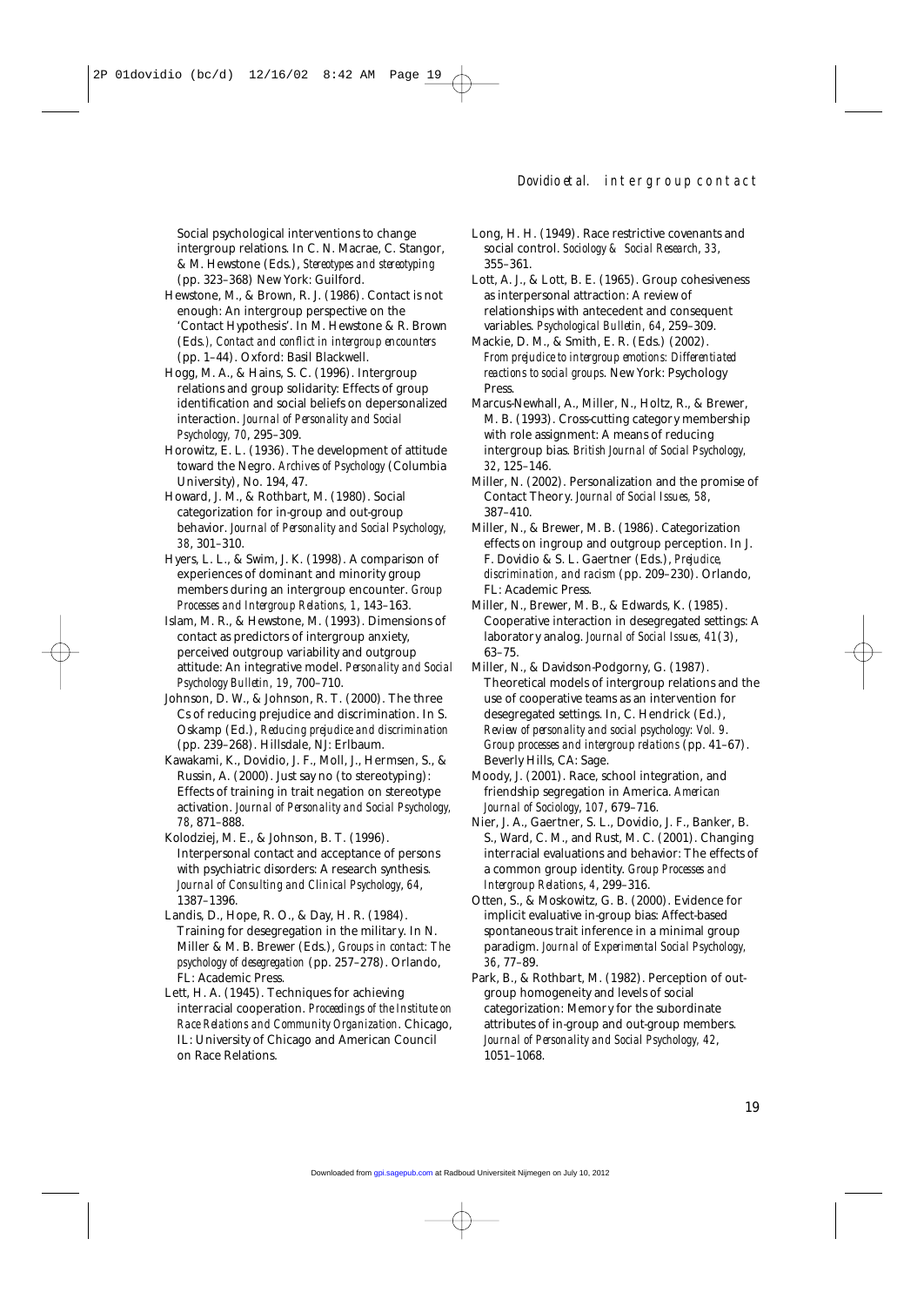Social psychological interventions to change intergroup relations. In C. N. Macrae, C. Stangor, & M. Hewstone (Eds.), *Stereotypes and stereotyping* (pp. 323–368) New York: Guilford.

Hewstone, M., & Brown, R. J. (1986). Contact is not enough: An intergroup perspective on the 'Contact Hypothesis'. In M. Hewstone & R. Brown (Eds*.), Contact and conflict in intergroup encounters* (pp. 1–44). Oxford: Basil Blackwell.

Hogg, M. A., & Hains, S. C. (1996). Intergroup relations and group solidarity: Effects of group identification and social beliefs on depersonalized interaction. *Journal of Personality and Social Psychology, 70*, 295–309.

Horowitz, E. L. (1936). The development of attitude toward the Negro. *Archives of Psychology* (Columbia University), No. 194, 47.

Howard, J. M., & Rothbart, M. (1980). Social categorization for in-group and out-group behavior. *Journal of Personality and Social Psychology, 38*, 301–310.

Hyers, L. L., & Swim, J. K. (1998). A comparison of experiences of dominant and minority group members during an intergroup encounter. *Group Processes and Intergroup Relations, 1*, 143–163.

Islam, M. R., & Hewstone, M. (1993). Dimensions of contact as predictors of intergroup anxiety, perceived outgroup variability and outgroup attitude: An integrative model. *Personality and Social Psychology Bulletin, 19*, 700–710.

Johnson, D. W., & Johnson, R. T. (2000). The three Cs of reducing prejudice and discrimination. In S. Oskamp (Ed.), *Reducing prejudice and discrimination* (pp. 239–268). Hillsdale, NJ: Erlbaum.

Kawakami, K., Dovidio, J. F., Moll, J., Hermsen, S., & Russin, A. (2000). Just say no (to stereotyping): Effects of training in trait negation on stereotype activation. *Journal of Personality and Social Psychology, 78*, 871–888.

Kolodziej, M. E., & Johnson, B. T. (1996). Interpersonal contact and acceptance of persons with psychiatric disorders: A research synthesis. *Journal of Consulting and Clinical Psychology, 64*, 1387–1396.

Landis, D., Hope, R. O., & Day, H. R. (1984). Training for desegregation in the military. In N. Miller & M. B. Brewer (Eds.), *Groups in contact: The psychology of desegregation* (pp. 257–278). Orlando, FL: Academic Press.

Lett, H. A. (1945). Techniques for achieving interracial cooperation. *Proceedings of the Institute on Race Relations and Community Organization*. Chicago, IL: University of Chicago and American Council on Race Relations.

Long, H. H. (1949). Race restrictive covenants and social control. *Sociology & Social Research, 33*, 355–361.

Lott, A. J., & Lott, B. E. (1965). Group cohesiveness as interpersonal attraction: A review of relationships with antecedent and consequent variables. *Psychological Bulletin, 64*, 259–309.

Mackie, D. M., & Smith, E. R. (Eds.) (2002). *From prejudice to intergroup emotions: Differentiated reactions to social groups*. New York: Psychology Press.

Marcus-Newhall, A., Miller, N., Holtz, R., & Brewer, M. B. (1993). Cross-cutting category membership with role assignment: A means of reducing intergroup bias. *British Journal of Social Psychology, 32*, 125–146.

Miller, N. (2002). Personalization and the promise of Contact Theory. *Journal of Social Issues, 58*, 387–410.

Miller, N., & Brewer, M. B. (1986). Categorization effects on ingroup and outgroup perception. In J. F. Dovidio & S. L. Gaertner (Eds.), *Prejudice, discrimination, and racism* (pp. 209–230). Orlando, FL: Academic Press.

Miller, N., Brewer, M. B., & Edwards, K. (1985). Cooperative interaction in desegregated settings: A laboratory analog. *Journal of Social Issues, 41*(3), 63–75.

Miller, N., & Davidson-Podgorny, G. (1987). Theoretical models of intergroup relations and the use of cooperative teams as an intervention for desegregated settings. In, C. Hendrick (Ed.), *Review of personality and social psychology: Vol. 9. Group processes and intergroup relations* (pp. 41–67). Beverly Hills, CA: Sage.

Moody, J. (2001). Race, school integration, and friendship segregation in America. *American Journal of Sociology, 107*, 679–716.

Nier, J. A., Gaertner, S. L., Dovidio, J. F., Banker, B. S., Ward, C. M., and Rust, M. C. (2001). Changing interracial evaluations and behavior: The effects of a common group identity. *Group Processes and Intergroup Relations, 4*, 299–316.

Otten, S., & Moskowitz, G. B. (2000). Evidence for implicit evaluative in-group bias: Affect-based spontaneous trait inference in a minimal group paradigm. *Journal of Experimental Social Psychology, 36*, 77–89.

Park, B., & Rothbart, M. (1982). Perception of out-group homogeneity and levels of social categorization: Memory for the subordinate attributes of in-group and out-group members. *Journal of Personality and Social Psychology, 42*, 1051–1068.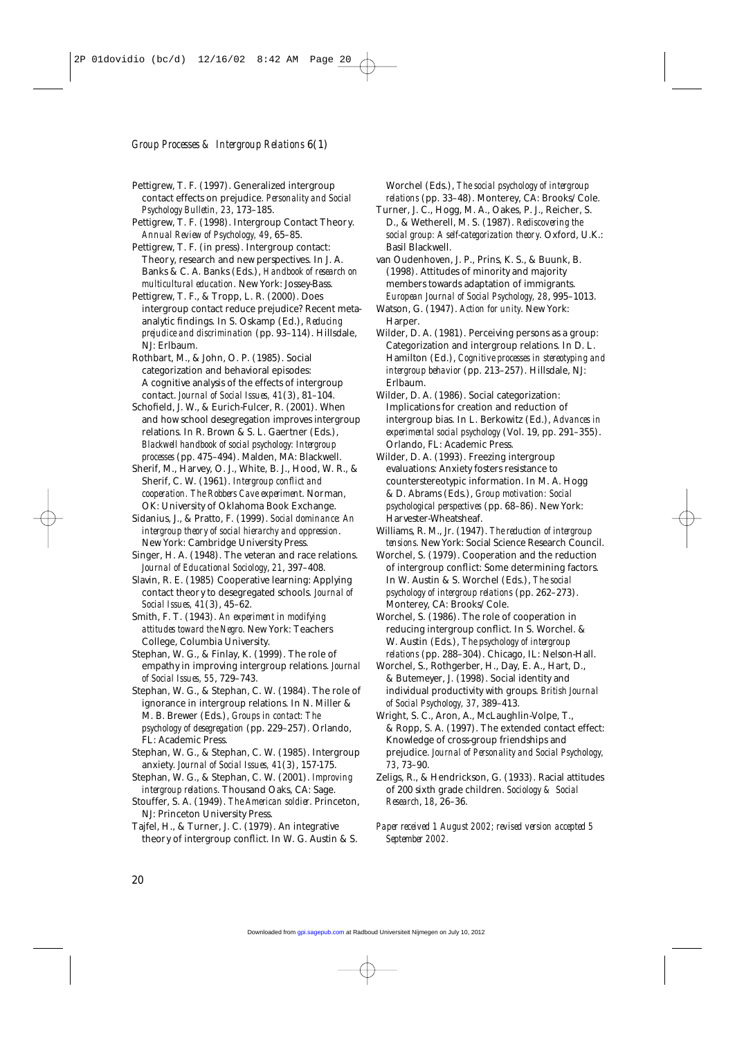Pettigrew, T. F. (1997). Generalized intergroup contact effects on prejudice. *Personality and Social Psychology Bulletin, 23*, 173–185.

Pettigrew, T. F. (1998). Intergroup Contact Theory. *Annual Review of Psychology, 49*, 65–85.

Pettigrew, T. F. (in press). Intergroup contact: Theory, research and new perspectives. In J. A. Banks & C. A. Banks (Eds.), *Handbook of research on multicultural education*. New York: Jossey-Bass.

Pettigrew, T. F., & Tropp, L. R. (2000). Does intergroup contact reduce prejudice? Recent meta-analytic findings. In S. Oskamp (Ed.), *Reducing prejudice and discrimination* (pp. 93–114). Hillsdale, NJ: Erlbaum.

Rothbart, M., & John, O. P. (1985). Social categorization and behavioral episodes: A cognitive analysis of the effects of intergroup contact. *Journal of Social Issues, 41*(3), 81–104.

Schofield, J. W., & Eurich-Fulcer, R. (2001). When and how school desegregation improves intergroup relations. In R. Brown & S. L. Gaertner (Eds.), *Blackwell handbook of social psychology: Intergroup processes* (pp. 475–494). Malden, MA: Blackwell.

Sherif, M., Harvey, O. J., White, B. J., Hood, W. R., & Sherif, C. W. (1961). *Intergroup conflict and cooperation. The Robbers Cave experiment*. Norman, OK: University of Oklahoma Book Exchange.

Sidanius, J., & Pratto, F. (1999). *Social dominance: An intergroup theory of social hierarchy and oppression*. New York: Cambridge University Press.

Singer, H. A. (1948). The veteran and race relations. *Journal of Educational Sociology, 21*, 397–408.

Slavin, R. E. (1985) Cooperative learning: Applying contact theory to desegregated schools. *Journal of Social Issues, 41*(3), 45–62.

Smith, F. T. (1943). *An experiment in modifying attitudes toward the Negro*. New York: Teachers College, Columbia University.

Stephan, W. G., & Finlay, K. (1999). The role of empathy in improving intergroup relations. *Journal of Social Issues, 55*, 729–743.

Stephan, W. G., & Stephan, C. W. (1984). The role of ignorance in intergroup relations. In N. Miller & M. B. Brewer (Eds.), *Groups in contact: The psychology of desegregation* (pp. 229–257). Orlando, FL: Academic Press.

Stephan, W. G., & Stephan, C. W. (1985). Intergroup anxiety. *Journal of Social Issues, 41*(3), 157-175.

Stephan, W. G., & Stephan, C. W. (2001). *Improving intergroup relations*. Thousand Oaks, CA: Sage.

Stouffer, S. A. (1949). *The American soldier*. Princeton, NJ: Princeton University Press.

Tajfel, H., & Turner, J. C. (1979). An integrative theory of intergroup conflict. In W. G. Austin & S. Worchel (Eds.), *The social psychology of intergroup relations* (pp. 33–48). Monterey, CA: Brooks/Cole.

Turner, J. C., Hogg, M. A., Oakes, P. J., Reicher, S. D., & Wetherell, M. S. (1987). *Rediscovering the social group: A self-categorization theory*. Oxford, U.K.: Basil Blackwell.

van Oudenhoven, J. P., Prins, K. S., & Buunk, B. (1998). Attitudes of minority and majority members towards adaptation of immigrants. *European Journal of Social Psychology, 28*, 995–1013.

Watson, G. (1947). *Action for unity*. New York: Harper.

Wilder, D. A. (1981). Perceiving persons as a group: Categorization and intergroup relations. In D. L. Hamilton (Ed.), *Cognitive processes in stereotyping and intergroup behavior* (pp. 213–257). Hillsdale, NJ: Erlbaum.

Wilder, D. A. (1986). Social categorization: Implications for creation and reduction of intergroup bias. In L. Berkowitz (Ed.), *Advances in experimental social psychology* (Vol. 19, pp. 291–355). Orlando, FL: Academic Press.

Wilder, D. A. (1993). Freezing intergroup evaluations: Anxiety fosters resistance to counterstereotypic information. In M. A. Hogg & D. Abrams (Eds.), *Group motivation: Social psychological perspectives* (pp. 68–86). New York: Harvester-Wheatsheaf.

Williams, R. M., Jr. (1947). *The reduction of intergroup tensions*. New York: Social Science Research Council.

Worchel, S. (1979). Cooperation and the reduction of intergroup conflict: Some determining factors. In W. Austin & S. Worchel (Eds.), *The social psychology of intergroup relations* (pp. 262–273). Monterey, CA: Brooks/Cole.

Worchel, S. (1986). The role of cooperation in reducing intergroup conflict. In S. Worchel. & W. Austin (Eds.), *The psychology of intergroup relations* (pp. 288–304). Chicago, IL: Nelson-Hall.

Worchel, S., Rothgerber, H., Day, E. A., Hart, D., & Butemeyer, J. (1998). Social identity and individual productivity with groups. *British Journal of Social Psychology, 37*, 389–413.

Wright, S. C., Aron, A., McLaughlin-Volpe, T., & Ropp, S. A. (1997). The extended contact effect: Knowledge of cross-group friendships and prejudice. *Journal of Personality and Social Psychology, 73*, 73–90.

Zeligs, R., & Hendrickson, G. (1933). Racial attitudes of 200 sixth grade children. *Sociology & Social Research, 18*, 26–36.

*Paper received 1 August 2002; revised version accepted 5 September 2002.*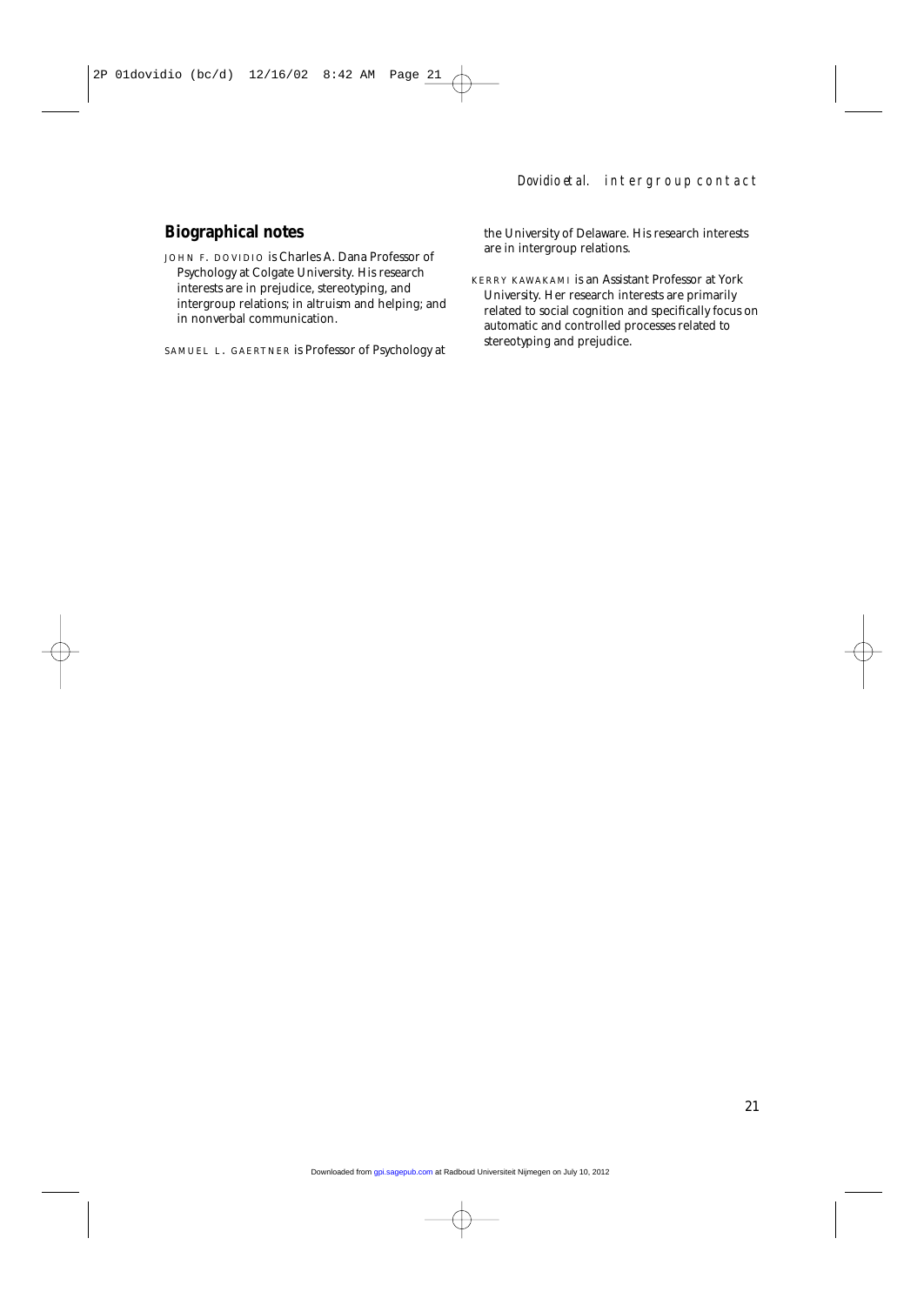## Biographical notes

JOHN F. DOVIDIO is Charles A. Dana Professor of Psychology at Colgate University. His research interests are in prejudice, stereotyping, and intergroup relations; in altruism and helping; and in nonverbal communication.

SAMUEL L. GAERTNER is Professor of Psychology at the University of Delaware. His research interests are in intergroup relations.

KERRY KAWAKAMI is an Assistant Professor at York University. Her research interests are primarily related to social cognition and specifically focus on automatic and controlled processes related to stereotyping and prejudice.